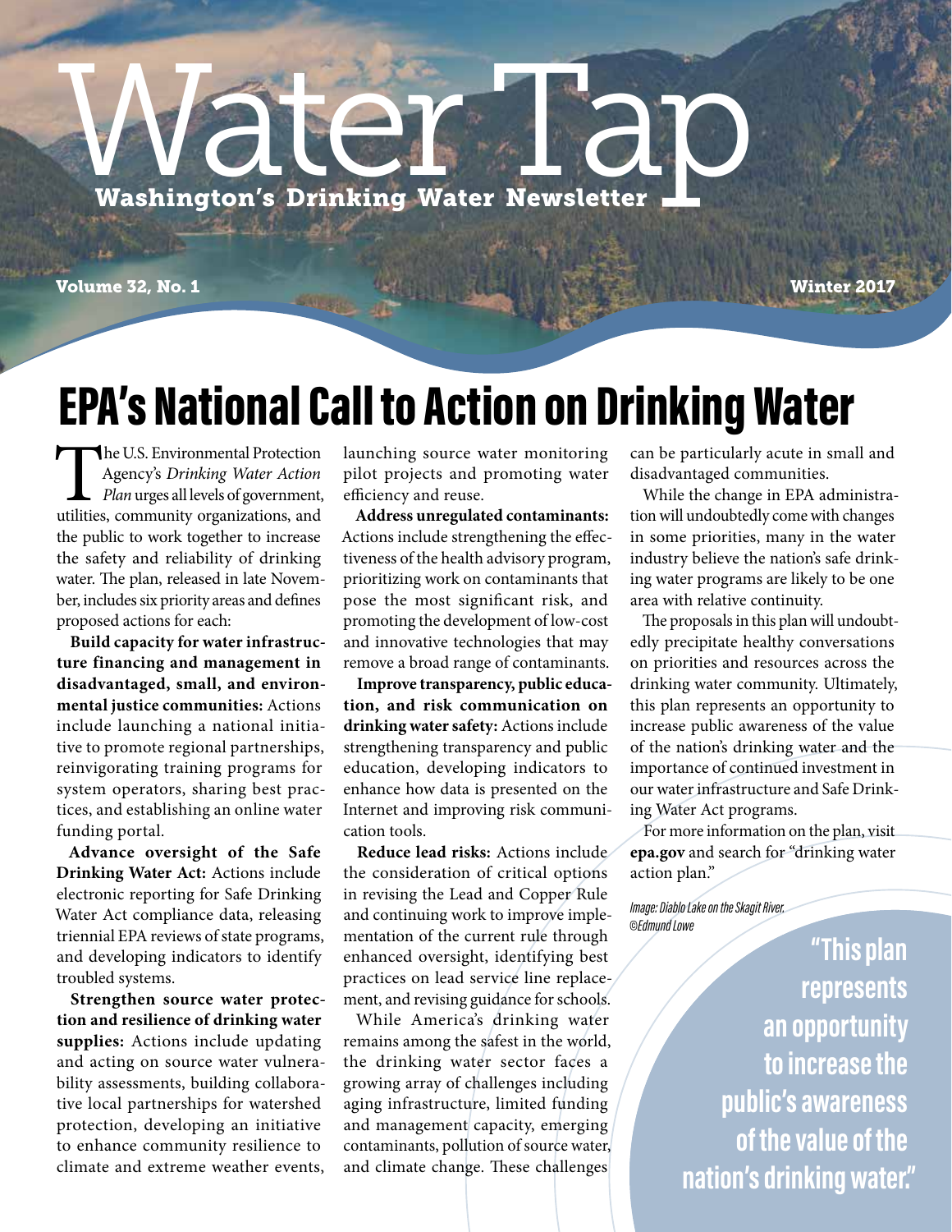# Water Tap

**Washington's Drinking Water Newsletter**

**Volume 32, No. 1** **Winter 2017**

## EPA's National Call to Action on Drinking Water

The U.S. Environmental Protection Agency's *Drinking Water Action Plan* urges all levels of government, utilities, community organizations, and the public to work together to increase the safety and reliability of drinking water. The plan, released in late November, includes six priority areas and defines proposed actions for each:

**Build capacity for water infrastructure financing and management in disadvantaged, small, and environmental justice communities:** Actions include launching a national initiative to promote regional partnerships, reinvigorating training programs for system operators, sharing best practices, and establishing an online water funding portal.

**Advance oversight of the Safe Drinking Water Act:** Actions include electronic reporting for Safe Drinking Water Act compliance data, releasing triennial EPA reviews of state programs, and developing indicators to identify troubled systems.

**Strengthen source water protection and resilience of drinking water supplies:** Actions include updating and acting on source water vulnerability assessments, building collaborative local partnerships for watershed protection, developing an initiative to enhance community resilience to climate and extreme weather events, launching source water monitoring pilot projects and promoting water efficiency and reuse.

**Address unregulated contaminants:** Actions include strengthening the effectiveness of the health advisory program, prioritizing work on contaminants that pose the most significant risk, and promoting the development of low-cost and innovative technologies that may remove a broad range of contaminants.

**Improve transparency, public education, and risk communication on drinking water safety:** Actions include strengthening transparency and public education, developing indicators to enhance how data is presented on the Internet and improving risk communication tools.

**Reduce lead risks:** Actions include the consideration of critical options in revising the Lead and Copper Rule and continuing work to improve implementation of the current rule through enhanced oversight, identifying best practices on lead service line replacement, and revising guidance for schools.

While America's drinking water remains among the safest in the world, the drinking water sector faces a growing array of challenges including aging infrastructure, limited funding and management capacity, emerging contaminants, pollution of source water, and climate change. These challenges can be particularly acute in small and disadvantaged communities.

While the change in EPA administration will undoubtedly come with changes in some priorities, many in the water industry believe the nation's safe drinking water programs are likely to be one area with relative continuity.

The proposals in this plan will undoubtedly precipitate healthy conversations on priorities and resources across the drinking water community. Ultimately, this plan represents an opportunity to increase public awareness of the value of the nation's drinking water and the importance of continued investment in our water infrastructure and Safe Drinking Water Act programs.

For more information on the plan, visit **epa.gov** and search for "drinking water action plan."

*Image: Diablo Lake on the Skagit River. ©Edmund Lowe*

> **"This plan represents an opportunity to increase the public's awareness of the value of the nation's drinking water."**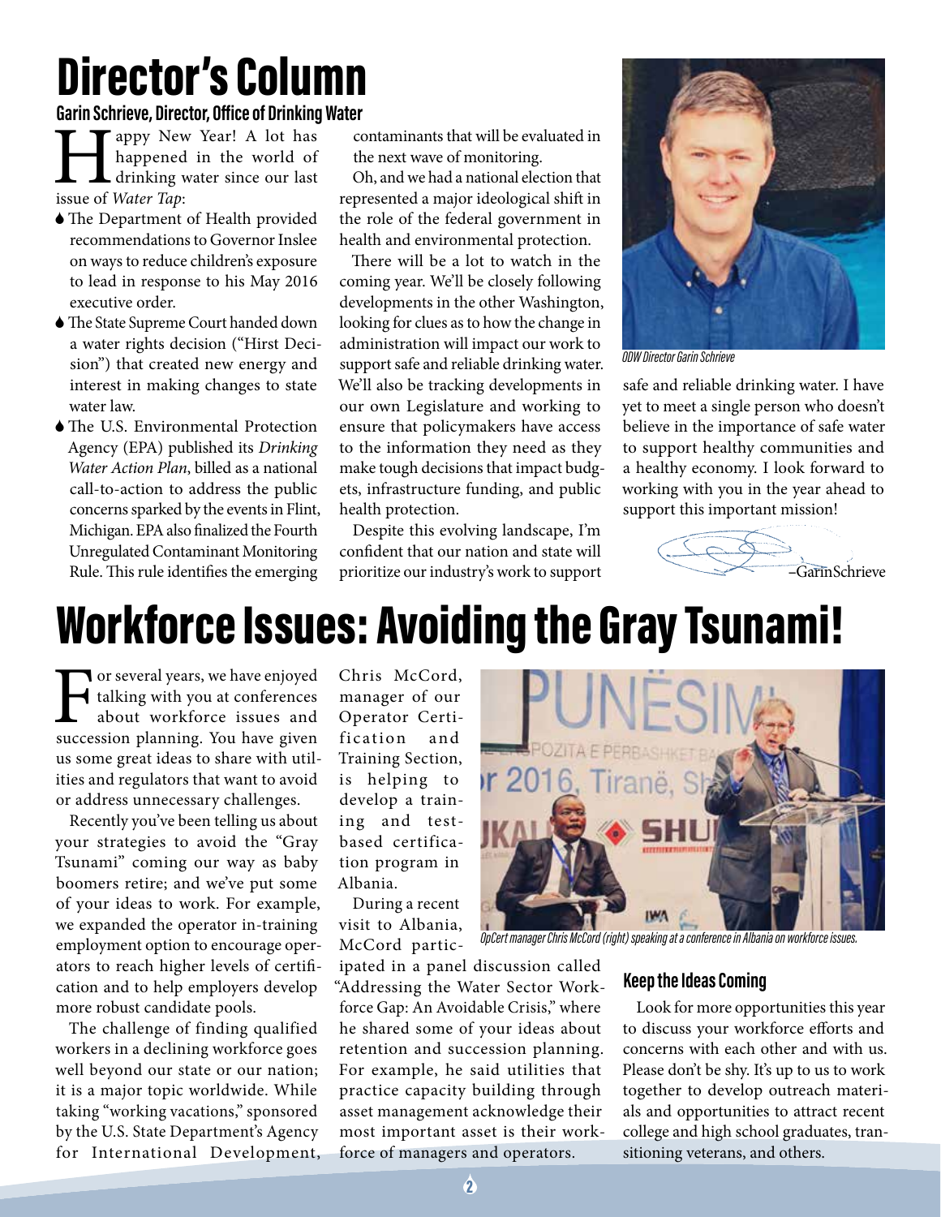# Director's Column

**Garin Schrieve, Director, Office of Drinking Water**

Happy New Year! A lot has happened in the world of drinking water since our last issue of *Water Tap*:

- The Department of Health provided recommendations to Governor Inslee on ways to reduce children's exposure to lead in response to his May 2016 executive order.
- The State Supreme Court handed down a water rights decision ("Hirst Decision") that created new energy and interest in making changes to state water law.
- The U.S. Environmental Protection Agency (EPA) published its *Drinking Water Action Plan*, billed as a national call-to-action to address the public concerns sparked by the events in Flint, Michigan. EPA also finalized the Fourth Unregulated Contaminant Monitoring Rule. This rule identifies the emerging contaminants that will be evaluated in the next wave of monitoring.

Oh, and we had a national election that represented a major ideological shift in the role of the federal government in health and environmental protection.

There will be a lot to watch in the coming year. We'll be closely following developments in the other Washington, looking for clues as to how the change in administration will impact our work to support safe and reliable drinking water. We'll also be tracking developments in our own Legislature and working to ensure that policymakers have access to the information they need as they make tough decisions that impact budgets, infrastructure funding, and public health protection.

Despite this evolving landscape, I'm confident that our nation and state will prioritize our industry's work to support safe and reliable drinking water. I have yet to meet a single person who doesn't believe in the importance of safe water to support healthy communities and a healthy economy. I look forward to working with you in the year ahead to support this important mission!

ODW Director Garin Schrieve

–Garin Schrieve

# Workforce Issues: Avoiding the Gray Tsunami!

For several years, we have enjoyed talking with you at conferences about workforce issues and succession planning. You have given us some great ideas to share with utilities and regulators that want to avoid or address unnecessary challenges.

Recently you've been telling us about your strategies to avoid the "Gray Tsunami" coming our way as baby boomers retire; and we've put some of your ideas to work. For example, we expanded the operator in-training employment option to encourage operators to reach higher levels of certification and to help employers develop more robust candidate pools.

The challenge of finding qualified workers in a declining workforce goes well beyond our state or our nation; it is a major topic worldwide. While taking "working vacations," sponsored by the U.S. State Department's Agency for International Development, Chris McCord, manager of our Operator Certification and Training Section, is helping to develop a training and test-based certification program in Albania.

During a recent visit to Albania, McCord participated in a panel discussion called "Addressing the Water Sector Workforce Gap: An Avoidable Crisis," where he shared some of your ideas about retention and succession planning. For example, he said utilities that practice capacity building through asset management acknowledge their most important asset is their workforce of managers and operators.

OpCert manager Chris McCord (right) speaking at a conference in Albania on workforce issues.

## Keep the Ideas Coming

Look for more opportunities this year to discuss your workforce efforts and concerns with each other and with us. Please don't be shy. It's up to us to work together to develop outreach materials and opportunities to attract recent college and high school graduates, transitioning veterans, and others.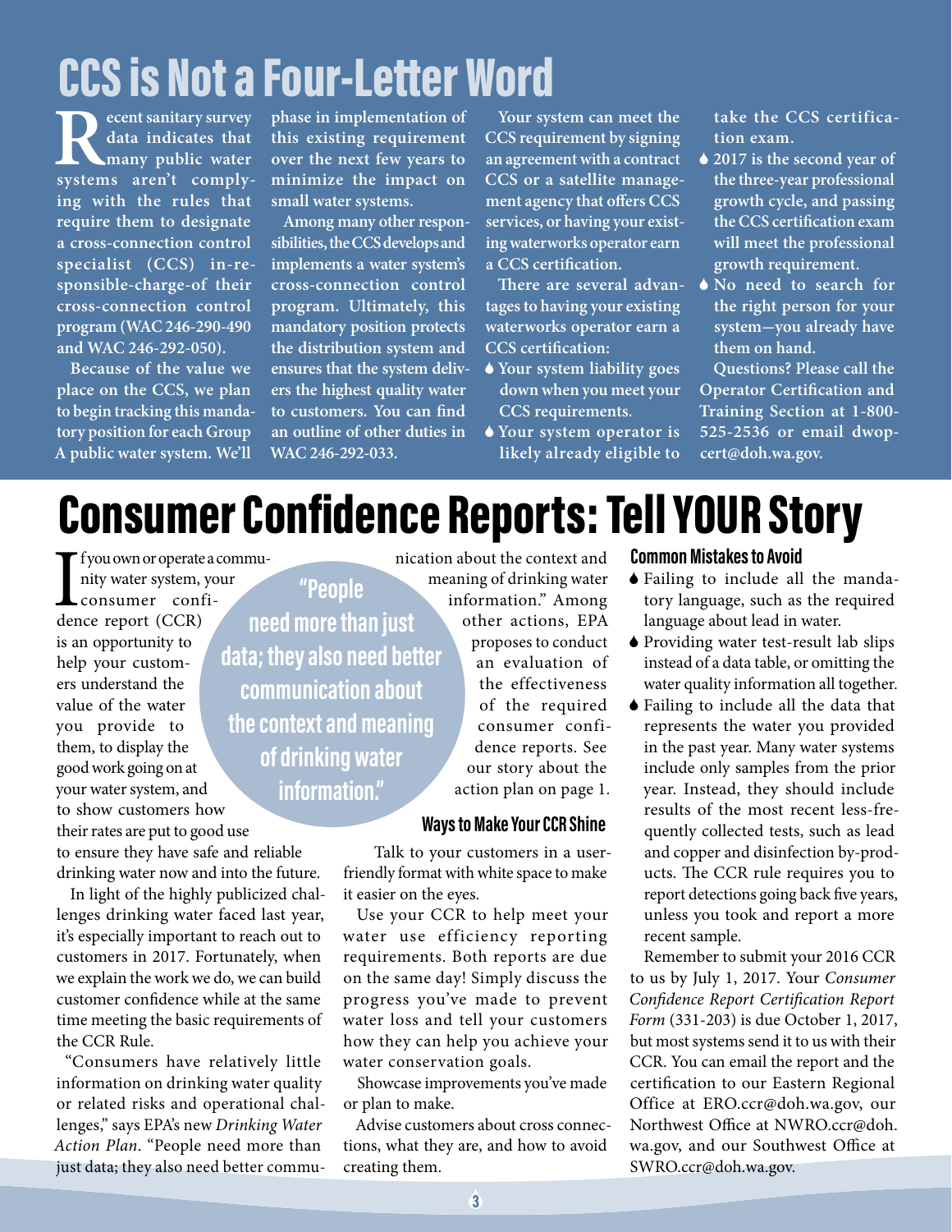# CCS is Not a Four-Letter Word

Recent sanitary survey data indicates that many public water systems aren't complying with the rules that require them to designate a cross-connection control specialist (CCS) in-responsible-charge-of their cross-connection control program (WAC 246-290-490 and WAC 246-292-050).

Because of the value we place on the CCS, we plan to begin tracking this mandatory position for each Group A public water system. We'll phase in implementation of this existing requirement over the next few years to minimize the impact on small water systems.

Among many other responsibilities, the CCS develops and implements a water system's cross-connection control program. Ultimately, this mandatory position protects the distribution system and ensures that the system delivers the highest quality water to customers. You can find an outline of other duties in WAC 246-292-033.

Your system can meet the CCS requirement by signing an agreement with a contract CCS or a satellite management agency that offers CCS services, or having your existing waterworks operator earn a CCS certification.

There are several advantages to having your existing waterworks operator earn a CCS certification:

- Your system liability goes down when you meet your CCS requirements.
- Your system operator is likely already eligible to take the CCS certification exam.
- 2017 is the second year of the three-year professional growth cycle, and passing the CCS certification exam will meet the professional growth requirement.
- No need to search for the right person for your system—you already have them on hand.

Questions? Please call the Operator Certification and Training Section at 1-800-525-2536 or email dwopcert@doh.wa.gov.

# Consumer Confidence Reports: Tell YOUR Story

If you own or operate a community water system, your consumer confidence report (CCR) is an opportunity to help your customers understand the value of the water you provide to them, to display the good work going on at your water system, and to show customers how their rates are put to good use to ensure they have safe and reliable drinking water now and into the future.

In light of the highly publicized challenges drinking water faced last year, it's especially important to reach out to customers in 2017. Fortunately, when we explain the work we do, we can build customer confidence while at the same time meeting the basic requirements of the CCR Rule.

"Consumers have relatively little information on drinking water quality or related risks and operational challenges," says EPA's new *Drinking Water Action Plan*. "People need more than just data; they also need better communication about the context and meaning of drinking water information." Among other actions, EPA proposes to conduct an evaluation of the effectiveness of the required consumer confidence reports. See our story about the action plan on page 1.

> **"People need more than just data; they also need better communication about the context and meaning of drinking water information."**

## Ways to Make Your CCR Shine

Talk to your customers in a user-friendly format with white space to make it easier on the eyes.

Use your CCR to help meet your water use efficiency reporting requirements. Both reports are due on the same day! Simply discuss the progress you've made to prevent water loss and tell your customers how they can help you achieve your water conservation goals.

Showcase improvements you've made or plan to make.

Advise customers about cross connections, what they are, and how to avoid creating them.

## Common Mistakes to Avoid

- Failing to include all the mandatory language, such as the required language about lead in water.
- Providing water test-result lab slips instead of a data table, or omitting the water quality information all together.
- Failing to include all the data that represents the water you provided in the past year. Many water systems include only samples from the prior year. Instead, they should include results of the most recent less-frequently collected tests, such as lead and copper and disinfection by-products. The CCR rule requires you to report detections going back five years, unless you took and report a more recent sample.

Remember to submit your 2016 CCR to us by July 1, 2017. Your *Consumer Confidence Report Certification Report Form* (331-203) is due October 1, 2017, but most systems send it to us with their CCR. You can email the report and the certification to our Eastern Regional Office at ERO.ccr@doh.wa.gov, our Northwest Office at NWRO.ccr@doh.wa.gov, and our Southwest Office at SWRO.ccr@doh.wa.gov.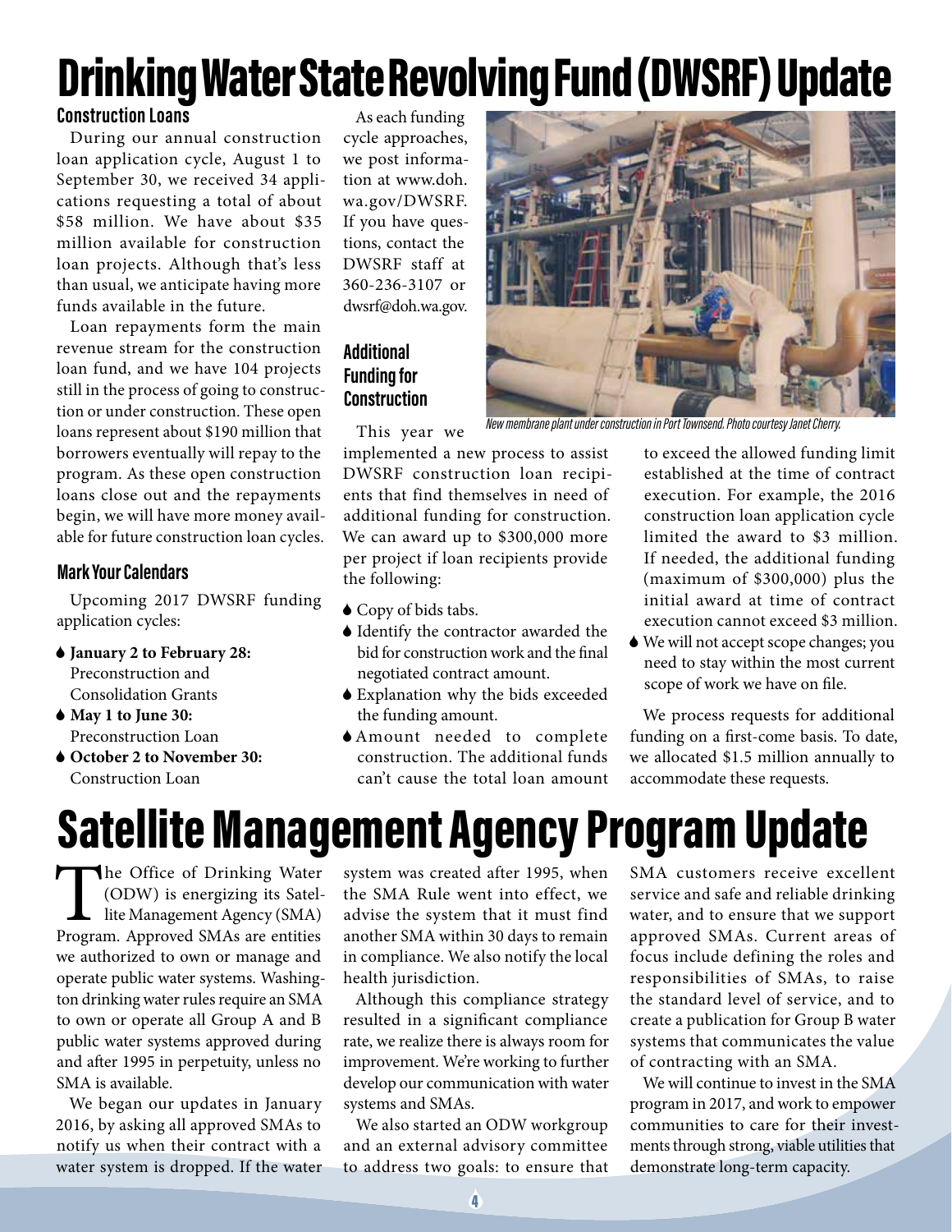# Drinking Water State Revolving Fund (DWSRF) Update

### Construction Loans

During our annual construction loan application cycle, August 1 to September 30, we received 34 applications requesting a total of about $58 million. We have about $35 million available for construction loan projects. Although that's less than usual, we anticipate having more funds available in the future.

Loan repayments form the main revenue stream for the construction loan fund, and we have 104 projects still in the process of going to construction or under construction. These open loans represent about $190 million that borrowers eventually will repay to the program. As these open construction loans close out and the repayments begin, we will have more money available for future construction loan cycles.

### Mark Your Calendars

Upcoming 2017 DWSRF funding application cycles:

- **January 2 to February 28:** Preconstruction and Consolidation Grants
- **May 1 to June 30:** Preconstruction Loan
- **October 2 to November 30:** Construction Loan

As each funding cycle approaches, we post information at www.doh.wa.gov/DWSRF. If you have questions, contact the DWSRF staff at 360-236-3107 or dwsrf@doh.wa.gov.

### Additional Funding for Construction

This year we implemented a new process to assist DWSRF construction loan recipients that find themselves in need of additional funding for construction. We can award up to $300,000 more per project if loan recipients provide the following:

- Copy of bids tabs.
- Identify the contractor awarded the bid for construction work and the final negotiated contract amount.
- Explanation why the bids exceeded the funding amount.
- Amount needed to complete construction. The additional funds can't cause the total loan amount to exceed the allowed funding limit established at the time of contract execution. For example, the 2016 construction loan application cycle limited the award to $3 million. If needed, the additional funding (maximum of $300,000) plus the initial award at time of contract execution cannot exceed $3 million.
- We will not accept scope changes; you need to stay within the most current scope of work we have on file.

*New membrane plant under construction in Port Townsend. Photo courtesy Janet Cherry.*

We process requests for additional funding on a first-come basis. To date, we allocated $1.5 million annually to accommodate these requests.

# Satellite Management Agency Program Update

The Office of Drinking Water (ODW) is energizing its Satellite Management Agency (SMA) Program. Approved SMAs are entities we authorized to own or manage and operate public water systems. Washington drinking water rules require an SMA to own or operate all Group A and B public water systems approved during and after 1995 in perpetuity, unless no SMA is available.

We began our updates in January 2016, by asking all approved SMAs to notify us when their contract with a water system is dropped. If the water system was created after 1995, when the SMA Rule went into effect, we advise the system that it must find another SMA within 30 days to remain in compliance. We also notify the local health jurisdiction.

Although this compliance strategy resulted in a significant compliance rate, we realize there is always room for improvement. We're working to further develop our communication with water systems and SMAs.

We also started an ODW workgroup and an external advisory committee to address two goals: to ensure that SMA customers receive excellent service and safe and reliable drinking water, and to ensure that we support approved SMAs. Current areas of focus include defining the roles and responsibilities of SMAs, to raise the standard level of service, and to create a publication for Group B water systems that communicates the value of contracting with an SMA.

We will continue to invest in the SMA program in 2017, and work to empower communities to care for their investments through strong, viable utilities that demonstrate long-term capacity.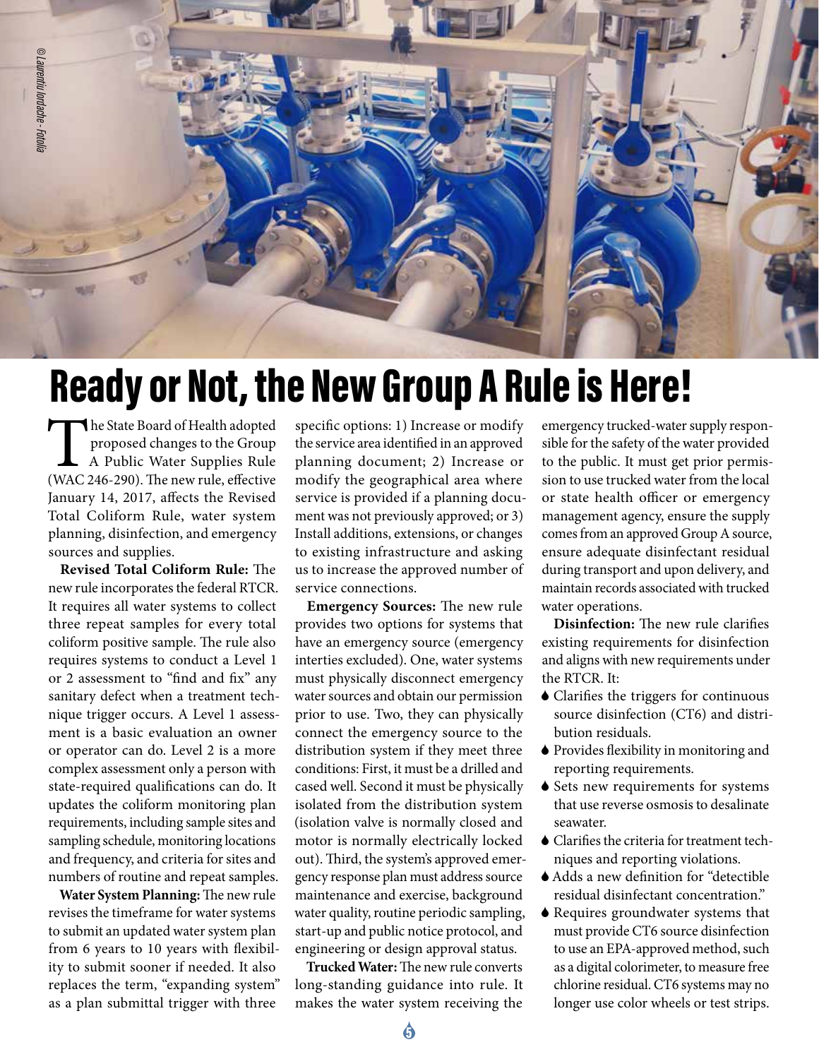# Ready or Not, the New Group A Rule is Here!

The State Board of Health adopted proposed changes to the Group A Public Water Supplies Rule (WAC 246-290). The new rule, effective January 14, 2017, affects the Revised Total Coliform Rule, water system planning, disinfection, and emergency sources and supplies.

**Revised Total Coliform Rule:** The new rule incorporates the federal RTCR. It requires all water systems to collect three repeat samples for every total coliform positive sample. The rule also requires systems to conduct a Level 1 or 2 assessment to "find and fix" any sanitary defect when a treatment technique trigger occurs. A Level 1 assessment is a basic evaluation an owner or operator can do. Level 2 is a more complex assessment only a person with state-required qualifications can do. It updates the coliform monitoring plan requirements, including sample sites and sampling schedule, monitoring locations and frequency, and criteria for sites and numbers of routine and repeat samples.

**Water System Planning:** The new rule revises the timeframe for water systems to submit an updated water system plan from 6 years to 10 years with flexibility to submit sooner if needed. It also replaces the term, "expanding system" as a plan submittal trigger with three specific options: 1) Increase or modify the service area identified in an approved planning document; 2) Increase or modify the geographical area where service is provided if a planning document was not previously approved; or 3) Install additions, extensions, or changes to existing infrastructure and asking us to increase the approved number of service connections.

**Emergency Sources:** The new rule provides two options for systems that have an emergency source (emergency interties excluded). One, water systems must physically disconnect emergency water sources and obtain our permission prior to use. Two, they can physically connect the emergency source to the distribution system if they meet three conditions: First, it must be a drilled and cased well. Second it must be physically isolated from the distribution system (isolation valve is normally closed and motor is normally electrically locked out). Third, the system's approved emergency response plan must address source maintenance and exercise, background water quality, routine periodic sampling, start-up and public notice protocol, and engineering or design approval status.

**Trucked Water:** The new rule converts long-standing guidance into rule. It makes the water system receiving the emergency trucked-water supply responsible for the safety of the water provided to the public. It must get prior permission to use trucked water from the local or state health officer or emergency management agency, ensure the supply comes from an approved Group A source, ensure adequate disinfectant residual during transport and upon delivery, and maintain records associated with trucked water operations.

**Disinfection:** The new rule clarifies existing requirements for disinfection and aligns with new requirements under the RTCR. It:

- Clarifies the triggers for continuous source disinfection (CT6) and distribution residuals.
- Provides flexibility in monitoring and reporting requirements.
- Sets new requirements for systems that use reverse osmosis to desalinate seawater.
- Clarifies the criteria for treatment techniques and reporting violations.
- Adds a new definition for "detectible residual disinfectant concentration."
- Requires groundwater systems that must provide CT6 source disinfection to use an EPA-approved method, such as a digital colorimeter, to measure free chlorine residual. CT6 systems may no longer use color wheels or test strips.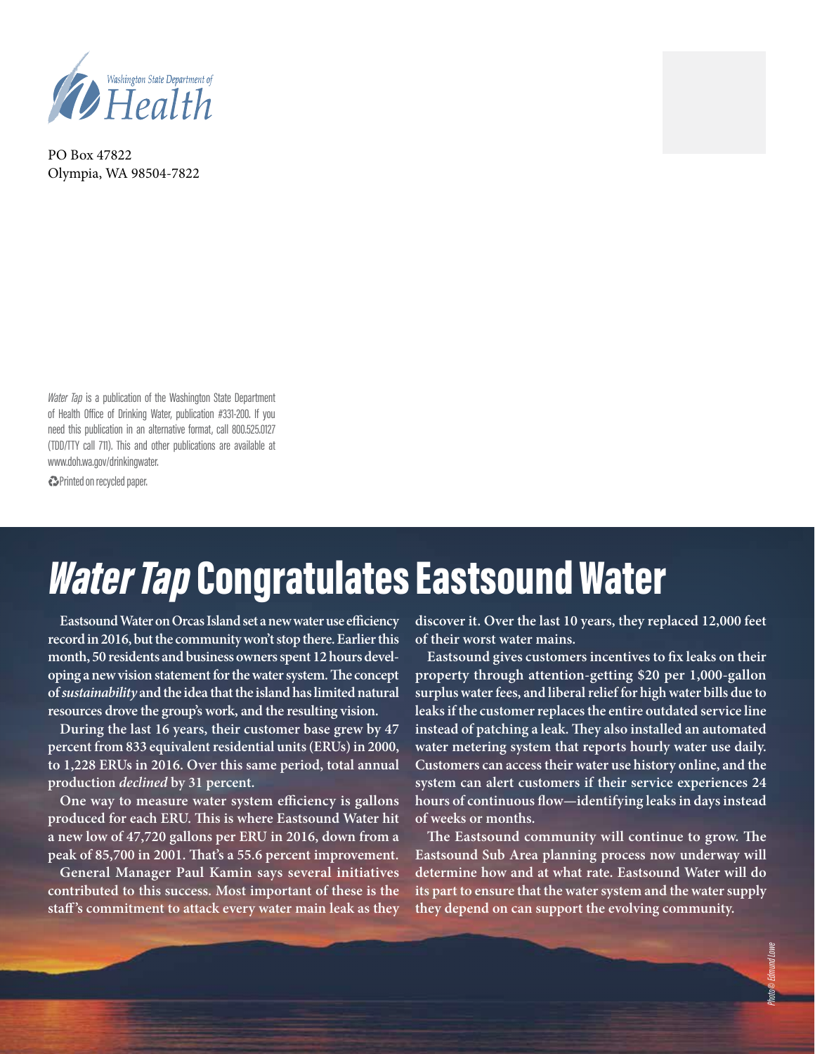Washington State Department of Health

PO Box 47822
Olympia, WA 98504-7822

*Water Tap* is a publication of the Washington State Department of Health Office of Drinking Water, publication #331-200. If you need this publication in an alternative format, call 800.525.0127 (TDD/TTY call 711). This and other publications are available at www.doh.wa.gov/drinkingwater.

♻Printed on recycled paper.

# *Water Tap* Congratulates Eastsound Water

**Eastsound Water on Orcas Island set a new water use efficiency record in 2016, but the community won't stop there. Earlier this month, 50 residents and business owners spent 12 hours developing a new vision statement for the water system. The concept of *sustainability* and the idea that the island has limited natural resources drove the group's work, and the resulting vision.**

**During the last 16 years, their customer base grew by 47 percent from 833 equivalent residential units (ERUs) in 2000, to 1,228 ERUs in 2016. Over this same period, total annual production *declined* by 31 percent.**

**One way to measure water system efficiency is gallons produced for each ERU. This is where Eastsound Water hit a new low of 47,720 gallons per ERU in 2016, down from a peak of 85,700 in 2001. That's a 55.6 percent improvement.**

**General Manager Paul Kamin says several initiatives contributed to this success. Most important of these is the staff's commitment to attack every water main leak as they discover it. Over the last 10 years, they replaced 12,000 feet of their worst water mains.**

**Eastsound gives customers incentives to fix leaks on their property through attention-getting $20 per 1,000-gallon surplus water fees, and liberal relief for high water bills due to leaks if the customer replaces the entire outdated service line instead of patching a leak. They also installed an automated water metering system that reports hourly water use daily. Customers can access their water use history online, and the system can alert customers if their service experiences 24 hours of continuous flow—identifying leaks in days instead of weeks or months.**

**The Eastsound community will continue to grow. The Eastsound Sub Area planning process now underway will determine how and at what rate. Eastsound Water will do its part to ensure that the water system and the water supply they depend on can support the evolving community.**

*Photo © Edmund Lowe*